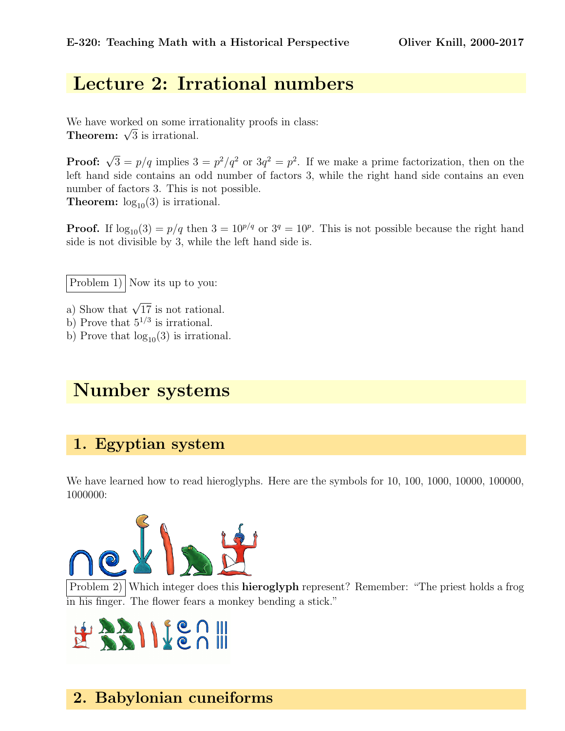# Lecture 2: Irrational numbers

We have worked on some irrationality proofs in class:
**Theorem:** $\sqrt{3}$ is irrational.

**Proof:** $\sqrt{3} = p/q$ implies $3 = p^2/q^2$ or $3q^2 = p^2$. If we make a prime factorization, then on the left hand side contains an odd number of factors 3, while the right hand side contains an even number of factors 3. This is not possible.
**Theorem:** $\log_{10}(3)$ is irrational.

**Proof.** If $\log_{10}(3) = p/q$ then $3 = 10^{p/q}$ or $3^q = 10^p$. This is not possible because the right hand side is not divisible by 3, while the left hand side is.

Problem 1) Now its up to you:

a) Show that $\sqrt{17}$ is not rational.
b) Prove that $5^{1/3}$ is irrational.
b) Prove that $\log_{10}(3)$ is irrational.

# Number systems

## 1. Egyptian system

We have learned how to read hieroglyphs. Here are the symbols for 10, 100, 1000, 10000, 100000, 1000000:

Problem 2) Which integer does this **hieroglyph** represent? Remember: "The priest holds a frog in his finger. The flower fears a monkey bending a stick."

## 2. Babylonian cuneiforms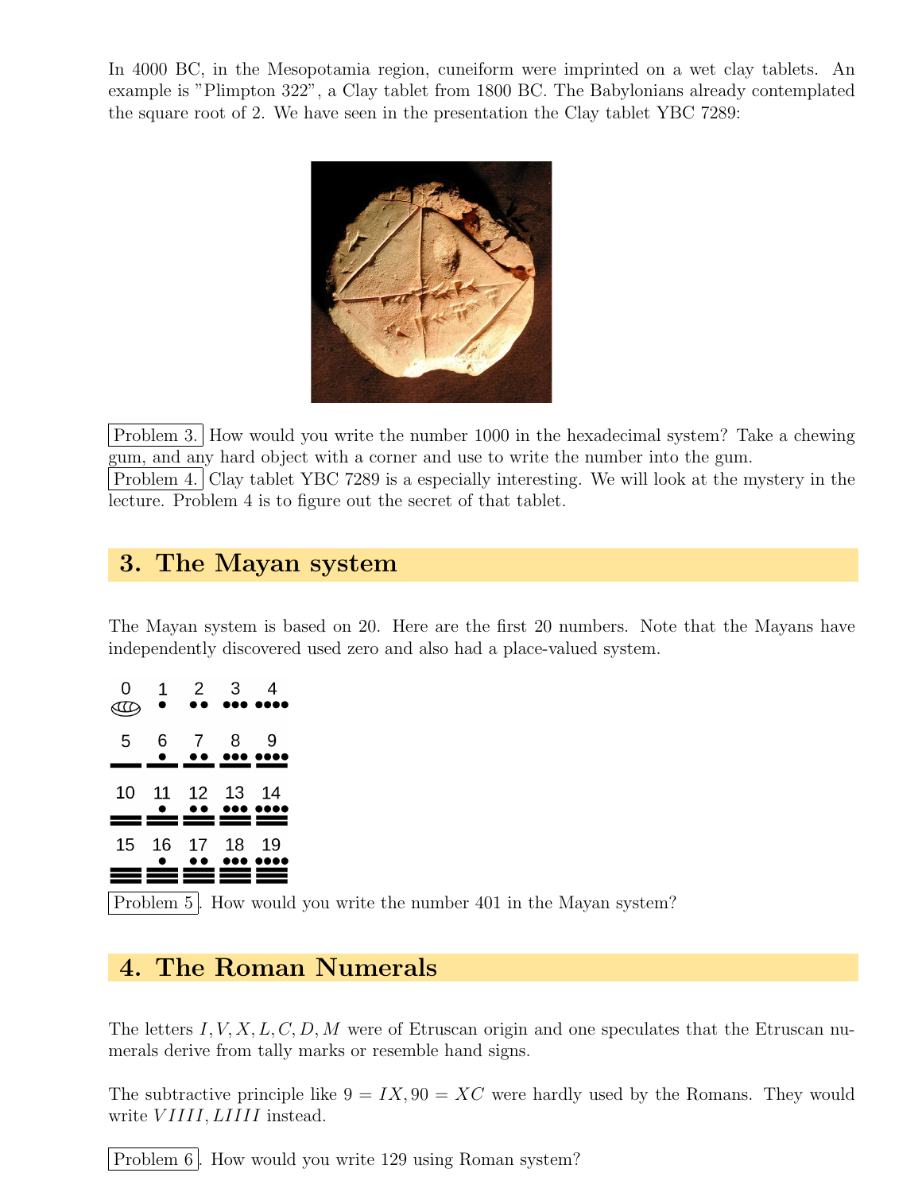In 4000 BC, in the Mesopotamia region, cuneiform were imprinted on a wet clay tablets. An example is "Plimpton 322", a Clay tablet from 1800 BC. The Babylonians already contemplated the square root of 2. We have seen in the presentation the Clay tablet YBC 7289:

Problem 3. How would you write the number 1000 in the hexadecimal system? Take a chewing gum, and any hard object with a corner and use to write the number into the gum.

Problem 4. Clay tablet YBC 7289 is a especially interesting. We will look at the mystery in the lecture. Problem 4 is to figure out the secret of that tablet.

## 3. The Mayan system

The Mayan system is based on 20. Here are the first 20 numbers. Note that the Mayans have independently discovered used zero and also had a place-valued system.

| 0 | 1 | 2 | 3 | 4 |
|---|---|---|---|---|
| 5 | 6 | 7 | 8 | 9 |
| 10 | 11 | 12 | 13 | 14 |
| 15 | 16 | 17 | 18 | 19 |

Problem 5. How would you write the number 401 in the Mayan system?

## 4. The Roman Numerals

The letters $I, V, X, L, C, D, M$ were of Etruscan origin and one speculates that the Etruscan numerals derive from tally marks or resemble hand signs.

The subtractive principle like $9 = IX, 90 = XC$ were hardly used by the Romans. They would write $VIIII, LIIII$ instead.

Problem 6. How would you write 129 using Roman system?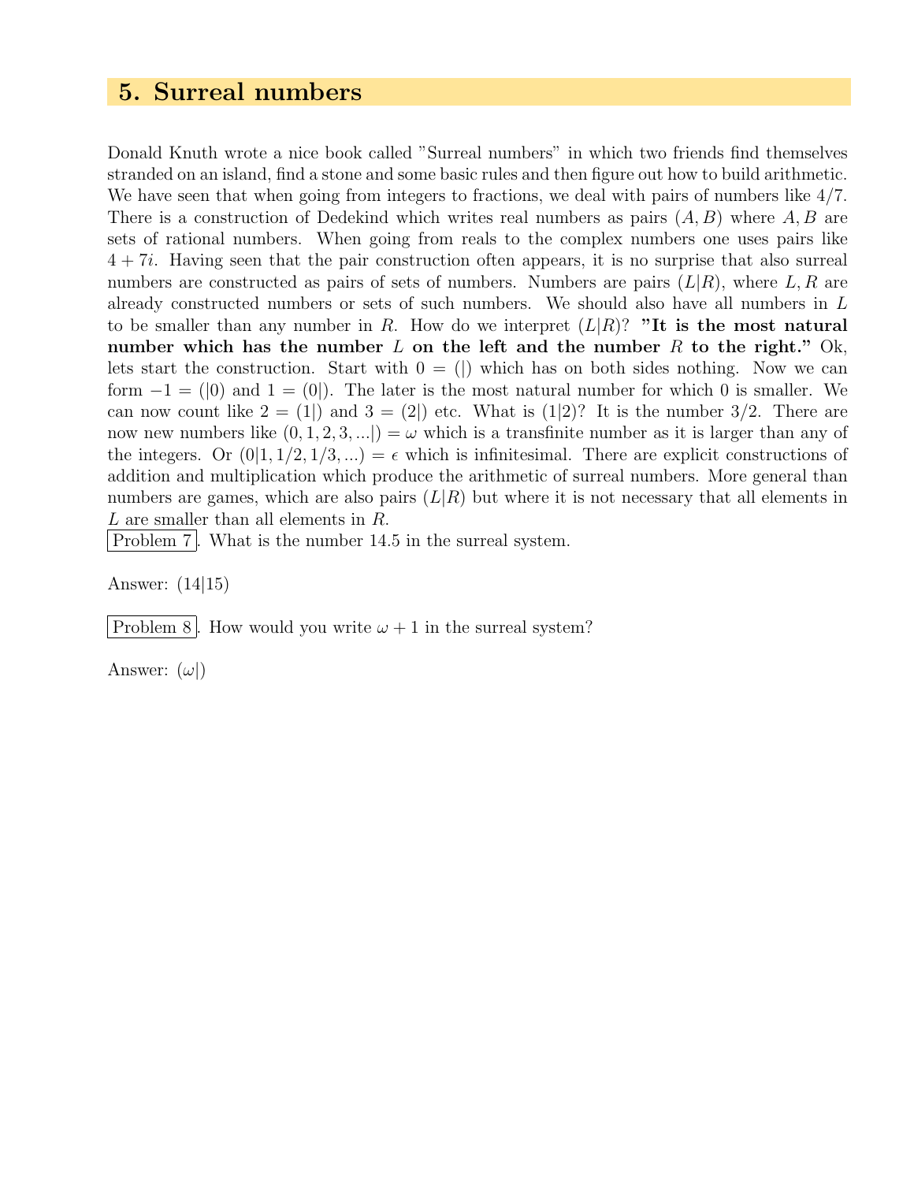## 5. Surreal numbers

Donald Knuth wrote a nice book called "Surreal numbers" in which two friends find themselves stranded on an island, find a stone and some basic rules and then figure out how to build arithmetic. We have seen that when going from integers to fractions, we deal with pairs of numbers like $4/7$. There is a construction of Dedekind which writes real numbers as pairs $(A, B)$ where $A, B$ are sets of rational numbers. When going from reals to the complex numbers one uses pairs like $4 + 7i$. Having seen that the pair construction often appears, it is no surprise that also surreal numbers are constructed as pairs of sets of numbers. Numbers are pairs $(L|R)$, where $L, R$ are already constructed numbers or sets of such numbers. We should also have all numbers in $L$ to be smaller than any number in $R$. How do we interpret $(L|R)$? **"It is the most natural number which has the number $L$ on the left and the number $R$ to the right."** Ok, lets start the construction. Start with $0 = (|)$ which has on both sides nothing. Now we can form $-1 = (|0)$ and $1 = (0|)$. The later is the most natural number for which 0 is smaller. We can now count like $2 = (1|)$ and $3 = (2|)$ etc. What is $(1|2)$? It is the number $3/2$. There are now new numbers like $(0, 1, 2, 3, ...|) = \omega$ which is a transfinite number as it is larger than any of the integers. Or $(0|1, 1/2, 1/3, ...) = \epsilon$ which is infinitesimal. There are explicit constructions of addition and multiplication which produce the arithmetic of surreal numbers. More general than numbers are games, which are also pairs $(L|R)$ but where it is not necessary that all elements in $L$ are smaller than all elements in $R$.

Problem 7. What is the number 14.5 in the surreal system.

Answer: $(14|15)$

Problem 8. How would you write $\omega + 1$ in the surreal system?

Answer: $(\omega|)$